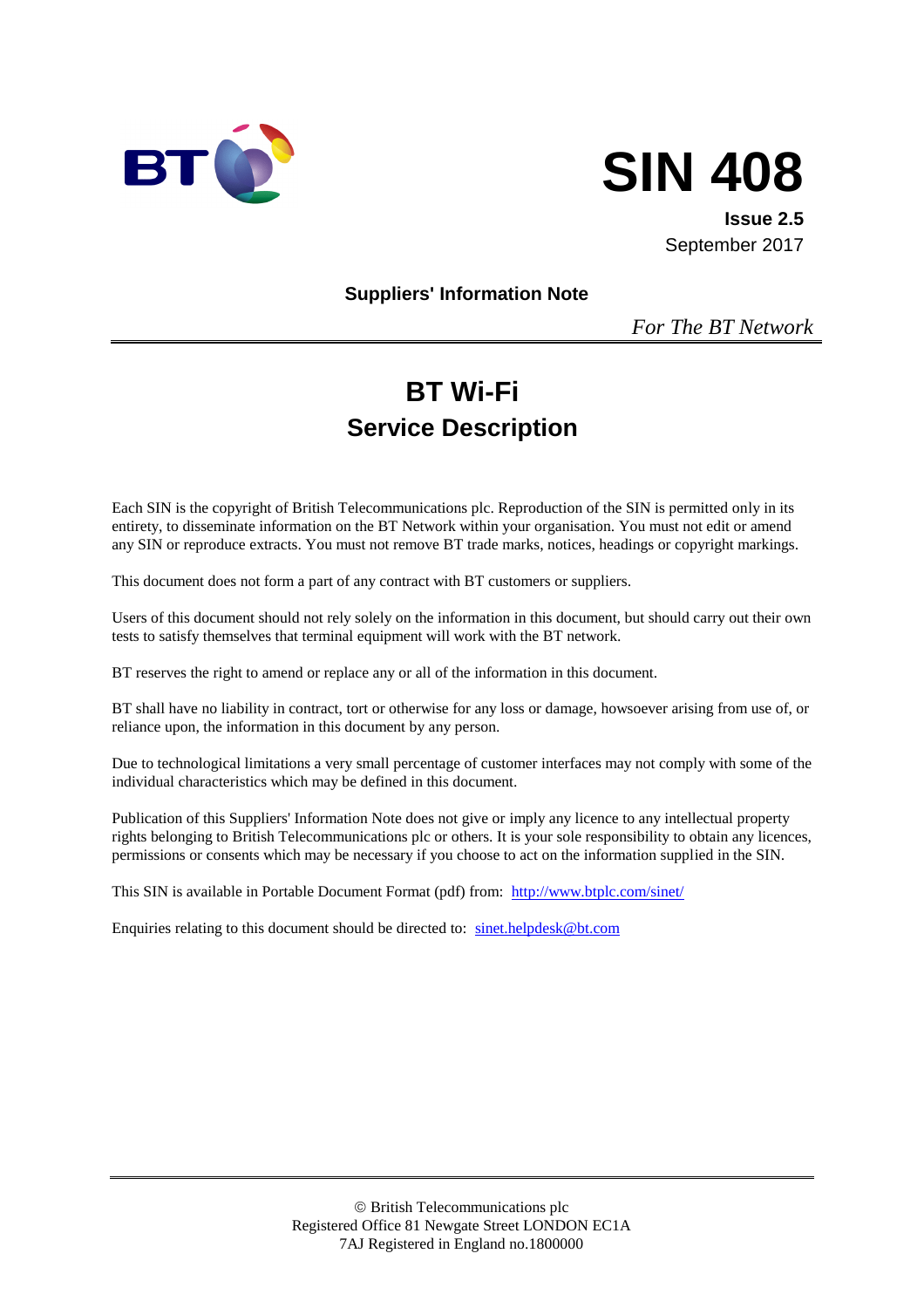BT

# SIN 408

**Issue 2.5**
September 2017

**Suppliers' Information Note**

*For The BT Network*

# BT Wi-Fi
## Service Description

Each SIN is the copyright of British Telecommunications plc. Reproduction of the SIN is permitted only in its entirety, to disseminate information on the BT Network within your organisation. You must not edit or amend any SIN or reproduce extracts. You must not remove BT trade marks, notices, headings or copyright markings.

This document does not form a part of any contract with BT customers or suppliers.

Users of this document should not rely solely on the information in this document, but should carry out their own tests to satisfy themselves that terminal equipment will work with the BT network.

BT reserves the right to amend or replace any or all of the information in this document.

BT shall have no liability in contract, tort or otherwise for any loss or damage, howsoever arising from use of, or reliance upon, the information in this document by any person.

Due to technological limitations a very small percentage of customer interfaces may not comply with some of the individual characteristics which may be defined in this document.

Publication of this Suppliers' Information Note does not give or imply any licence to any intellectual property rights belonging to British Telecommunications plc or others. It is your sole responsibility to obtain any licences, permissions or consents which may be necessary if you choose to act on the information supplied in the SIN.

This SIN is available in Portable Document Format (pdf) from: http://www.btplc.com/sinet/

Enquiries relating to this document should be directed to: sinet.helpdesk@bt.com

© British Telecommunications plc
Registered Office 81 Newgate Street LONDON EC1A 7AJ Registered in England no.1800000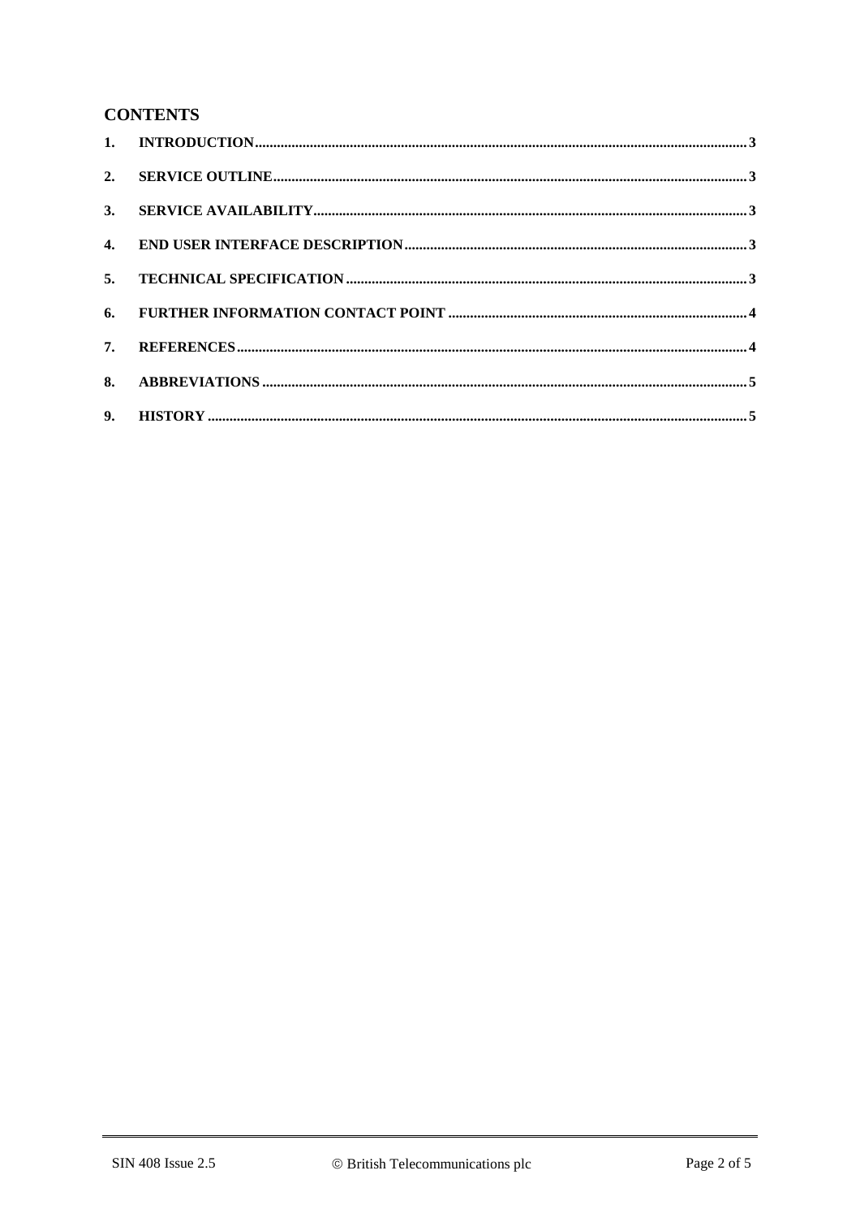## CONTENTS

1. INTRODUCTION ..... 3
2. SERVICE OUTLINE ..... 3
3. SERVICE AVAILABILITY ..... 3
4. END USER INTERFACE DESCRIPTION ..... 3
5. TECHNICAL SPECIFICATION ..... 3
6. FURTHER INFORMATION CONTACT POINT ..... 4
7. REFERENCES ..... 4
8. ABBREVIATIONS ..... 5
9. HISTORY ..... 5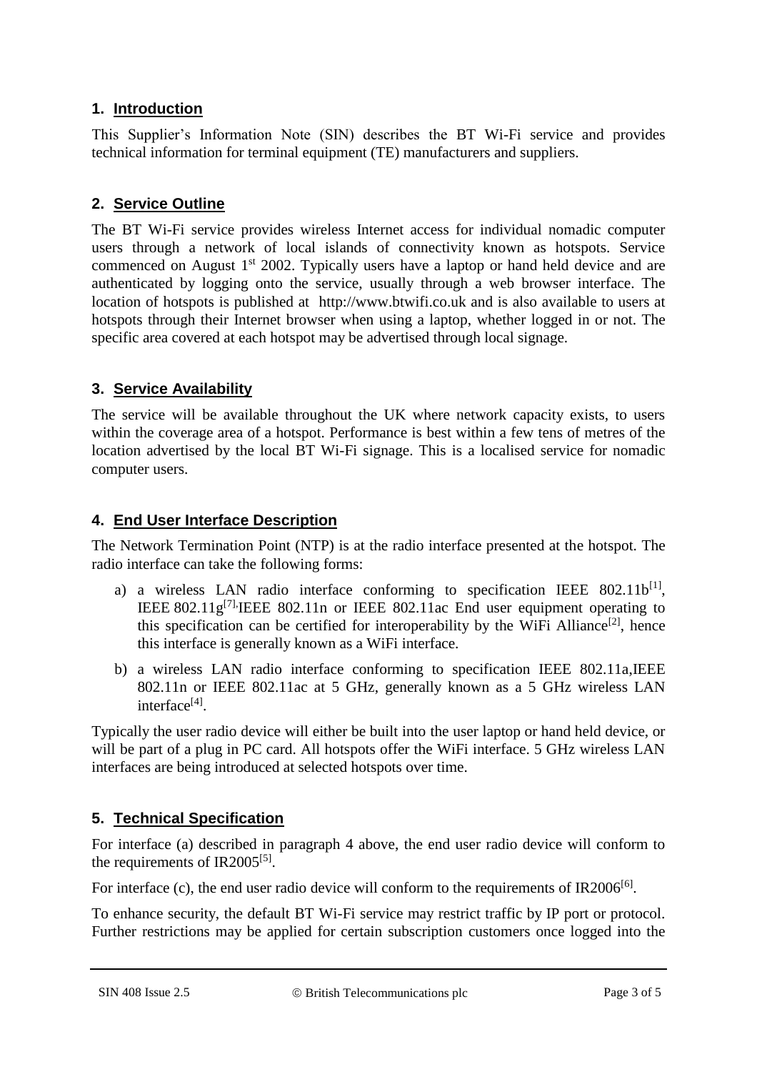## 1. Introduction

This Supplier's Information Note (SIN) describes the BT Wi-Fi service and provides technical information for terminal equipment (TE) manufacturers and suppliers.

## 2. Service Outline

The BT Wi-Fi service provides wireless Internet access for individual nomadic computer users through a network of local islands of connectivity known as hotspots. Service commenced on August 1st 2002. Typically users have a laptop or hand held device and are authenticated by logging onto the service, usually through a web browser interface. The location of hotspots is published at http://www.btwifi.co.uk and is also available to users at hotspots through their Internet browser when using a laptop, whether logged in or not. The specific area covered at each hotspot may be advertised through local signage.

## 3. Service Availability

The service will be available throughout the UK where network capacity exists, to users within the coverage area of a hotspot. Performance is best within a few tens of metres of the location advertised by the local BT Wi-Fi signage. This is a localised service for nomadic computer users.

## 4. End User Interface Description

The Network Termination Point (NTP) is at the radio interface presented at the hotspot. The radio interface can take the following forms:

a) a wireless LAN radio interface conforming to specification IEEE 802.11b[1], IEEE 802.11g[7],IEEE 802.11n or IEEE 802.11ac End user equipment operating to this specification can be certified for interoperability by the WiFi Alliance[2], hence this interface is generally known as a WiFi interface.

b) a wireless LAN radio interface conforming to specification IEEE 802.11a,IEEE 802.11n or IEEE 802.11ac at 5 GHz, generally known as a 5 GHz wireless LAN interface[4].

Typically the user radio device will either be built into the user laptop or hand held device, or will be part of a plug in PC card. All hotspots offer the WiFi interface. 5 GHz wireless LAN interfaces are being introduced at selected hotspots over time.

## 5. Technical Specification

For interface (a) described in paragraph 4 above, the end user radio device will conform to the requirements of IR2005[5].

For interface (c), the end user radio device will conform to the requirements of IR2006[6].

To enhance security, the default BT Wi-Fi service may restrict traffic by IP port or protocol. Further restrictions may be applied for certain subscription customers once logged into the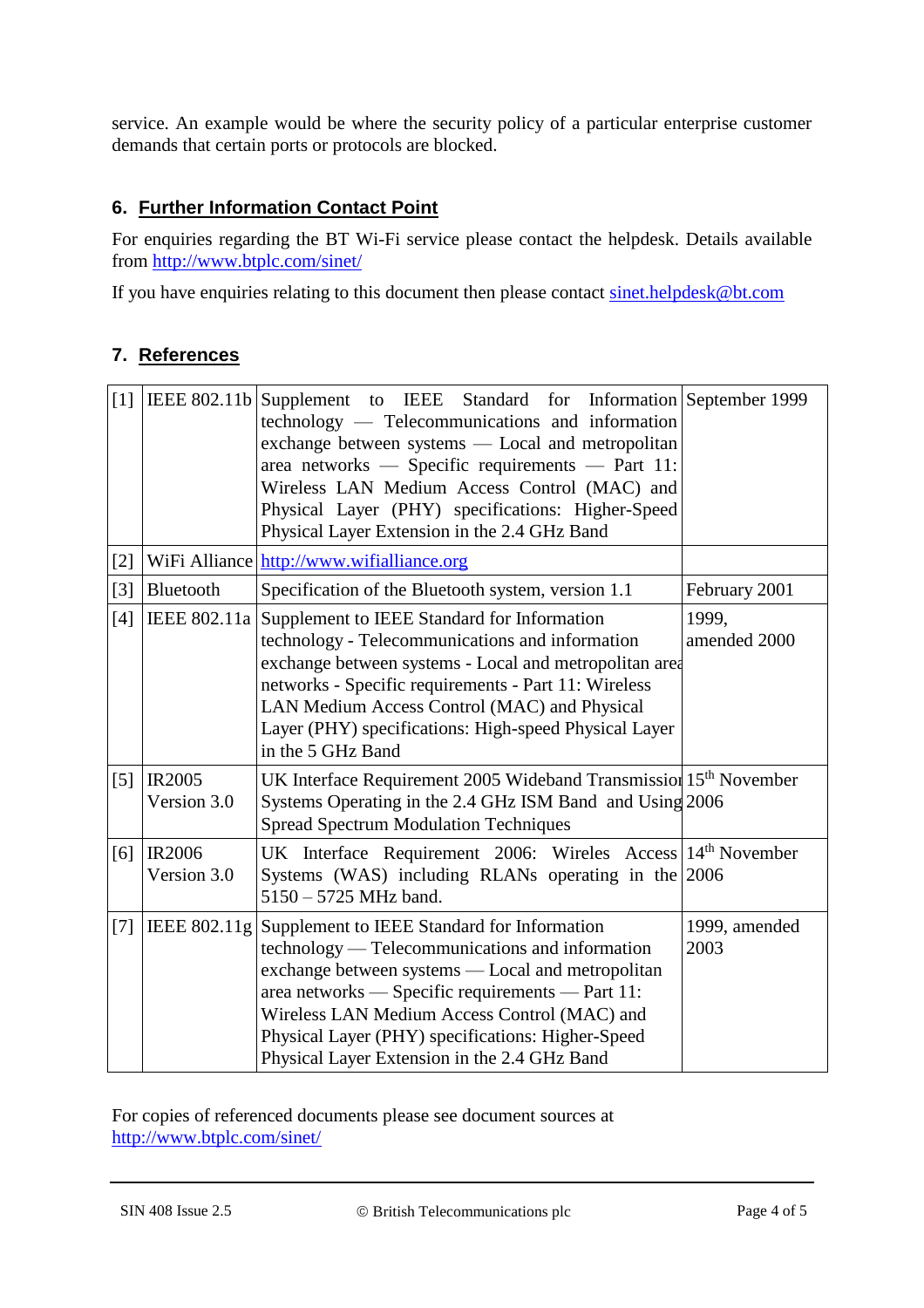service. An example would be where the security policy of a particular enterprise customer demands that certain ports or protocols are blocked.

## 6. Further Information Contact Point

For enquiries regarding the BT Wi-Fi service please contact the helpdesk. Details available from http://www.btplc.com/sinet/

If you have enquiries relating to this document then please contact sinet.helpdesk@bt.com

## 7. References

| | | | |
|---|---|---|---|
| [1] | IEEE 802.11b | Supplement to IEEE Standard for Information technology — Telecommunications and information exchange between systems — Local and metropolitan area networks — Specific requirements — Part 11: Wireless LAN Medium Access Control (MAC) and Physical Layer (PHY) specifications: Higher-Speed Physical Layer Extension in the 2.4 GHz Band | September 1999 |
| [2] | WiFi Alliance | http://www.wifialliance.org | |
| [3] | Bluetooth | Specification of the Bluetooth system, version 1.1 | February 2001 |
| [4] | IEEE 802.11a | Supplement to IEEE Standard for Information technology - Telecommunications and information exchange between systems - Local and metropolitan area networks - Specific requirements - Part 11: Wireless LAN Medium Access Control (MAC) and Physical Layer (PHY) specifications: High-speed Physical Layer in the 5 GHz Band | 1999, amended 2000 |
| [5] | IR2005 Version 3.0 | UK Interface Requirement 2005 Wideband Transmission Systems Operating in the 2.4 GHz ISM Band and Using Spread Spectrum Modulation Techniques | 15th November 2006 |
| [6] | IR2006 Version 3.0 | UK Interface Requirement 2006: Wireles Access Systems (WAS) including RLANs operating in the 5150 – 5725 MHz band. | 14th November 2006 |
| [7] | IEEE 802.11g | Supplement to IEEE Standard for Information technology — Telecommunications and information exchange between systems — Local and metropolitan area networks — Specific requirements — Part 11: Wireless LAN Medium Access Control (MAC) and Physical Layer (PHY) specifications: Higher-Speed Physical Layer Extension in the 2.4 GHz Band | 1999, amended 2003 |

For copies of referenced documents please see document sources at http://www.btplc.com/sinet/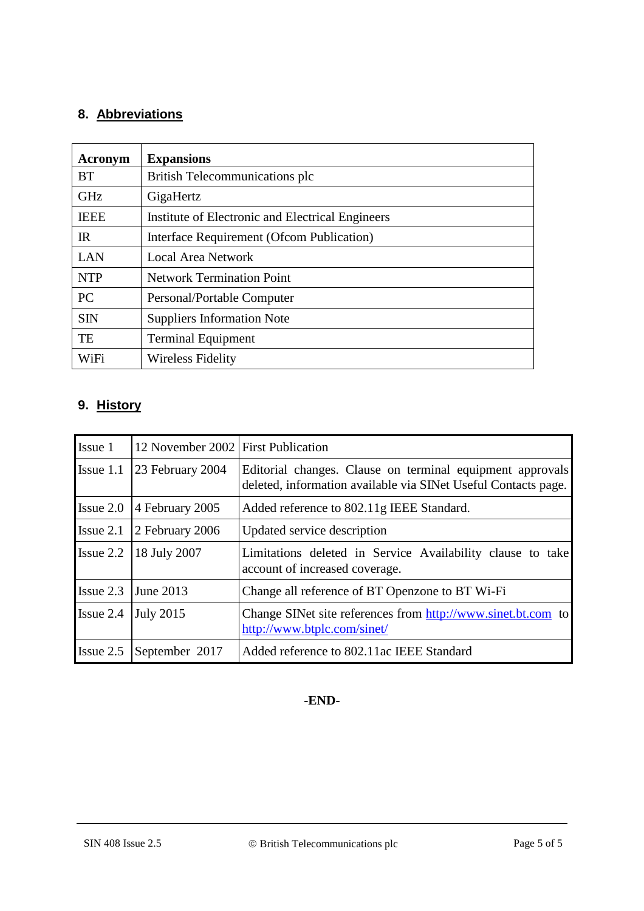## 8. Abbreviations

| Acronym | Expansions |
|---|---|
| BT | British Telecommunications plc |
| GHz | GigaHertz |
| IEEE | Institute of Electronic and Electrical Engineers |
| IR | Interface Requirement (Ofcom Publication) |
| LAN | Local Area Network |
| NTP | Network Termination Point |
| PC | Personal/Portable Computer |
| SIN | Suppliers Information Note |
| TE | Terminal Equipment |
| WiFi | Wireless Fidelity |

## 9. History

| | | |
|---|---|---|
| Issue 1 | 12 November 2002 | First Publication |
| Issue 1.1 | 23 February 2004 | Editorial changes. Clause on terminal equipment approvals deleted, information available via SINet Useful Contacts page. |
| Issue 2.0 | 4 February 2005 | Added reference to 802.11g IEEE Standard. |
| Issue 2.1 | 2 February 2006 | Updated service description |
| Issue 2.2 | 18 July 2007 | Limitations deleted in Service Availability clause to take account of increased coverage. |
| Issue 2.3 | June 2013 | Change all reference of BT Openzone to BT Wi-Fi |
| Issue 2.4 | July 2015 | Change SINet site references from http://www.sinet.bt.com to http://www.btplc.com/sinet/ |
| Issue 2.5 | September 2017 | Added reference to 802.11ac IEEE Standard |

**-END-**